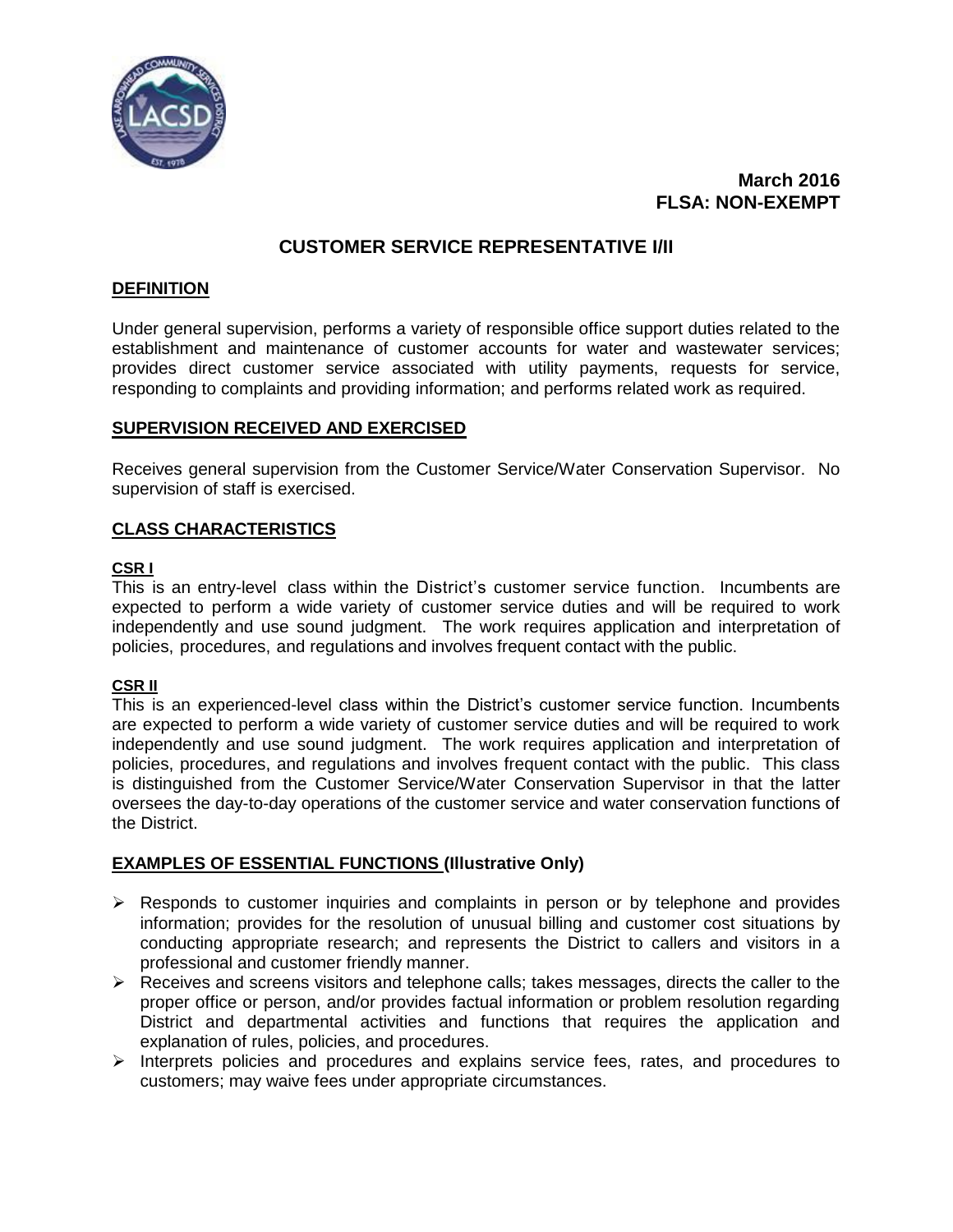**March 2016**
**FLSA: NON-EXEMPT**

# CUSTOMER SERVICE REPRESENTATIVE I/II

## DEFINITION

Under general supervision, performs a variety of responsible office support duties related to the establishment and maintenance of customer accounts for water and wastewater services; provides direct customer service associated with utility payments, requests for service, responding to complaints and providing information; and performs related work as required.

## SUPERVISION RECEIVED AND EXERCISED

Receives general supervision from the Customer Service/Water Conservation Supervisor. No supervision of staff is exercised.

## CLASS CHARACTERISTICS

### CSR I

This is an entry-level class within the District's customer service function. Incumbents are expected to perform a wide variety of customer service duties and will be required to work independently and use sound judgment. The work requires application and interpretation of policies, procedures, and regulations and involves frequent contact with the public.

### CSR II

This is an experienced-level class within the District's customer service function. Incumbents are expected to perform a wide variety of customer service duties and will be required to work independently and use sound judgment. The work requires application and interpretation of policies, procedures, and regulations and involves frequent contact with the public. This class is distinguished from the Customer Service/Water Conservation Supervisor in that the latter oversees the day-to-day operations of the customer service and water conservation functions of the District.

## EXAMPLES OF ESSENTIAL FUNCTIONS (Illustrative Only)

- Responds to customer inquiries and complaints in person or by telephone and provides information; provides for the resolution of unusual billing and customer cost situations by conducting appropriate research; and represents the District to callers and visitors in a professional and customer friendly manner.
- Receives and screens visitors and telephone calls; takes messages, directs the caller to the proper office or person, and/or provides factual information or problem resolution regarding District and departmental activities and functions that requires the application and explanation of rules, policies, and procedures.
- Interprets policies and procedures and explains service fees, rates, and procedures to customers; may waive fees under appropriate circumstances.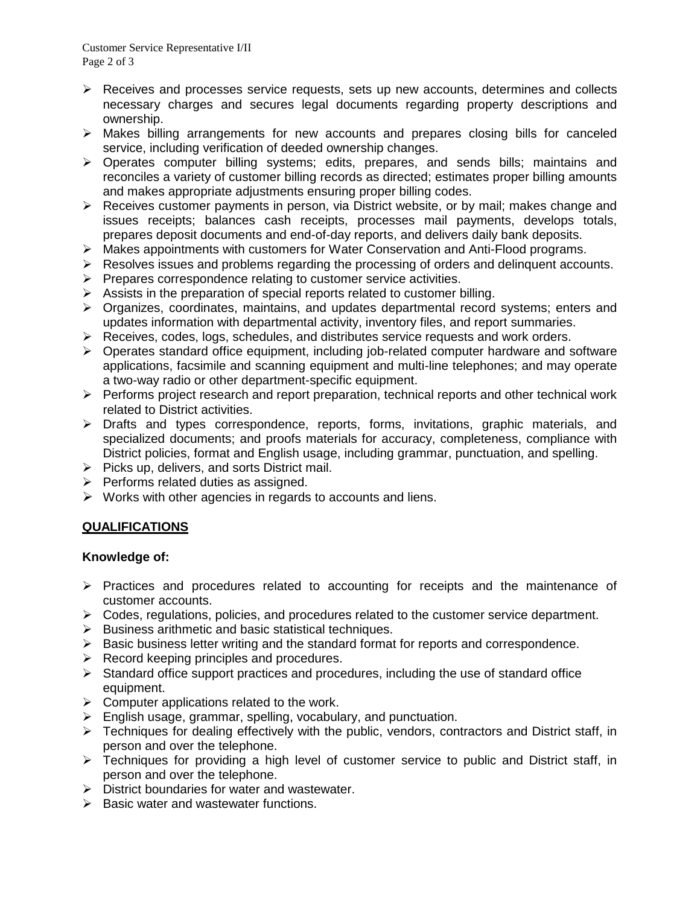- Receives and processes service requests, sets up new accounts, determines and collects necessary charges and secures legal documents regarding property descriptions and ownership.
- Makes billing arrangements for new accounts and prepares closing bills for canceled service, including verification of deeded ownership changes.
- Operates computer billing systems; edits, prepares, and sends bills; maintains and reconciles a variety of customer billing records as directed; estimates proper billing amounts and makes appropriate adjustments ensuring proper billing codes.
- Receives customer payments in person, via District website, or by mail; makes change and issues receipts; balances cash receipts, processes mail payments, develops totals, prepares deposit documents and end-of-day reports, and delivers daily bank deposits.
- Makes appointments with customers for Water Conservation and Anti-Flood programs.
- Resolves issues and problems regarding the processing of orders and delinquent accounts.
- Prepares correspondence relating to customer service activities.
- Assists in the preparation of special reports related to customer billing.
- Organizes, coordinates, maintains, and updates departmental record systems; enters and updates information with departmental activity, inventory files, and report summaries.
- Receives, codes, logs, schedules, and distributes service requests and work orders.
- Operates standard office equipment, including job-related computer hardware and software applications, facsimile and scanning equipment and multi-line telephones; and may operate a two-way radio or other department-specific equipment.
- Performs project research and report preparation, technical reports and other technical work related to District activities.
- Drafts and types correspondence, reports, forms, invitations, graphic materials, and specialized documents; and proofs materials for accuracy, completeness, compliance with District policies, format and English usage, including grammar, punctuation, and spelling.
- Picks up, delivers, and sorts District mail.
- Performs related duties as assigned.
- Works with other agencies in regards to accounts and liens.

## QUALIFICATIONS

**Knowledge of:**

- Practices and procedures related to accounting for receipts and the maintenance of customer accounts.
- Codes, regulations, policies, and procedures related to the customer service department.
- Business arithmetic and basic statistical techniques.
- Basic business letter writing and the standard format for reports and correspondence.
- Record keeping principles and procedures.
- Standard office support practices and procedures, including the use of standard office equipment.
- Computer applications related to the work.
- English usage, grammar, spelling, vocabulary, and punctuation.
- Techniques for dealing effectively with the public, vendors, contractors and District staff, in person and over the telephone.
- Techniques for providing a high level of customer service to public and District staff, in person and over the telephone.
- District boundaries for water and wastewater.
- Basic water and wastewater functions.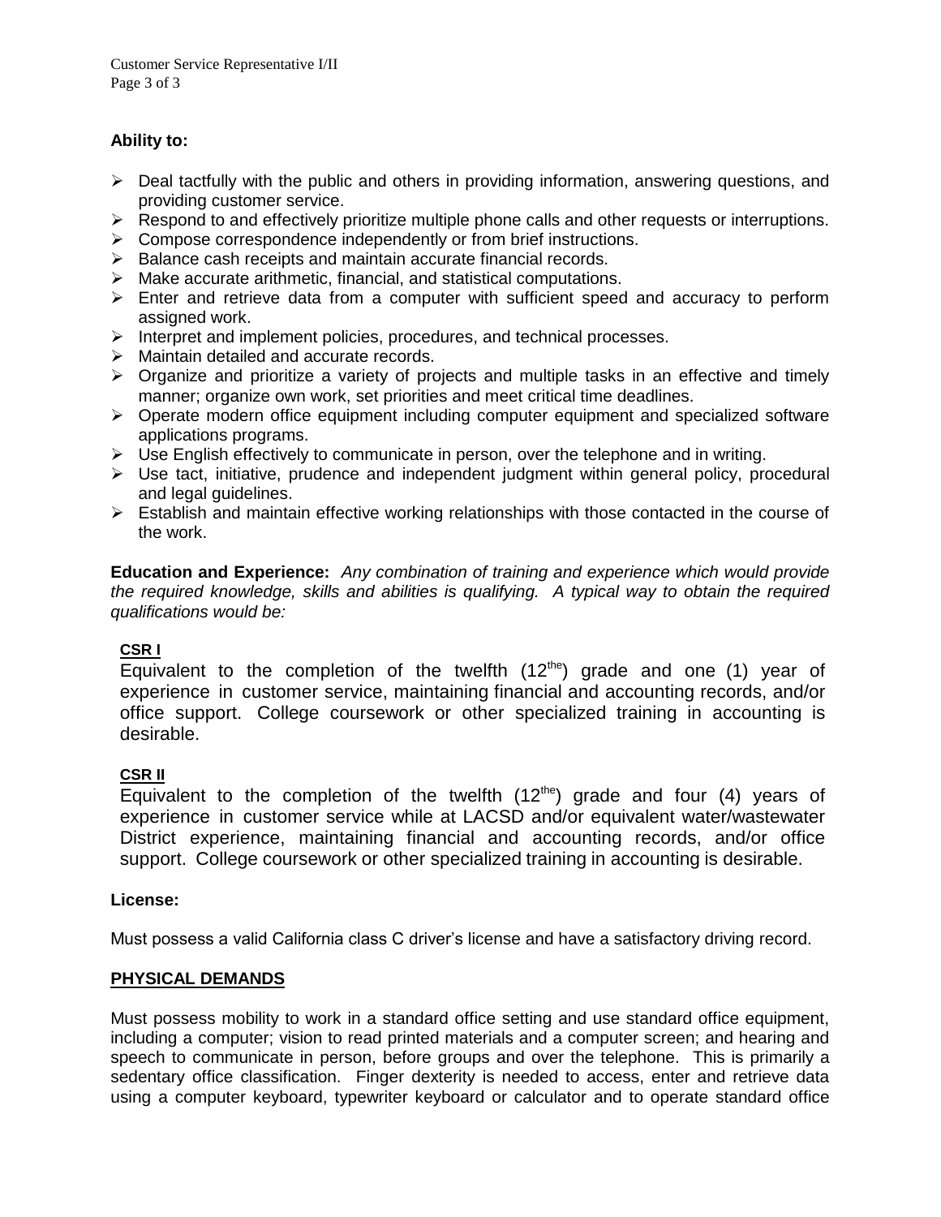**Ability to:**

- Deal tactfully with the public and others in providing information, answering questions, and providing customer service.
- Respond to and effectively prioritize multiple phone calls and other requests or interruptions.
- Compose correspondence independently or from brief instructions.
- Balance cash receipts and maintain accurate financial records.
- Make accurate arithmetic, financial, and statistical computations.
- Enter and retrieve data from a computer with sufficient speed and accuracy to perform assigned work.
- Interpret and implement policies, procedures, and technical processes.
- Maintain detailed and accurate records.
- Organize and prioritize a variety of projects and multiple tasks in an effective and timely manner; organize own work, set priorities and meet critical time deadlines.
- Operate modern office equipment including computer equipment and specialized software applications programs.
- Use English effectively to communicate in person, over the telephone and in writing.
- Use tact, initiative, prudence and independent judgment within general policy, procedural and legal guidelines.
- Establish and maintain effective working relationships with those contacted in the course of the work.

**Education and Experience:** *Any combination of training and experience which would provide the required knowledge, skills and abilities is qualifying. A typical way to obtain the required qualifications would be:*

**CSR I**

Equivalent to the completion of the twelfth (12the) grade and one (1) year of experience in customer service, maintaining financial and accounting records, and/or office support. College coursework or other specialized training in accounting is desirable.

**CSR II**

Equivalent to the completion of the twelfth (12the) grade and four (4) years of experience in customer service while at LACSD and/or equivalent water/wastewater District experience, maintaining financial and accounting records, and/or office support. College coursework or other specialized training in accounting is desirable.

**License:**

Must possess a valid California class C driver's license and have a satisfactory driving record.

**PHYSICAL DEMANDS**

Must possess mobility to work in a standard office setting and use standard office equipment, including a computer; vision to read printed materials and a computer screen; and hearing and speech to communicate in person, before groups and over the telephone. This is primarily a sedentary office classification. Finger dexterity is needed to access, enter and retrieve data using a computer keyboard, typewriter keyboard or calculator and to operate standard office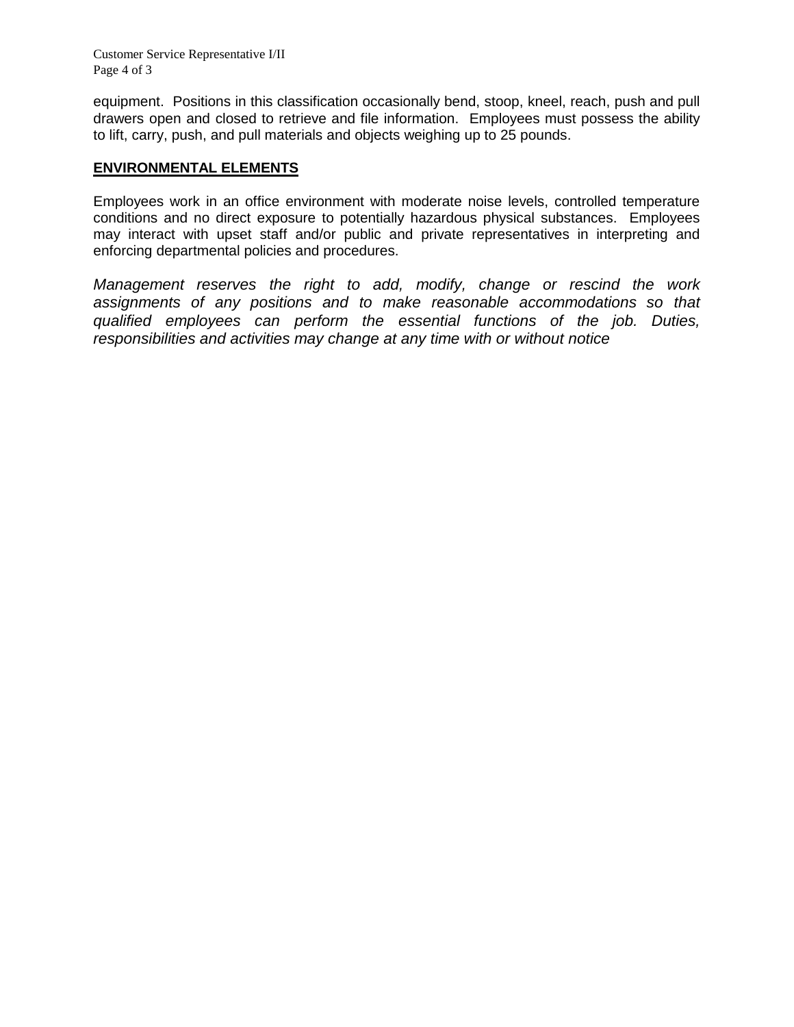equipment. Positions in this classification occasionally bend, stoop, kneel, reach, push and pull drawers open and closed to retrieve and file information. Employees must possess the ability to lift, carry, push, and pull materials and objects weighing up to 25 pounds.

## ENVIRONMENTAL ELEMENTS

Employees work in an office environment with moderate noise levels, controlled temperature conditions and no direct exposure to potentially hazardous physical substances. Employees may interact with upset staff and/or public and private representatives in interpreting and enforcing departmental policies and procedures.

*Management reserves the right to add, modify, change or rescind the work assignments of any positions and to make reasonable accommodations so that qualified employees can perform the essential functions of the job. Duties, responsibilities and activities may change at any time with or without notice*